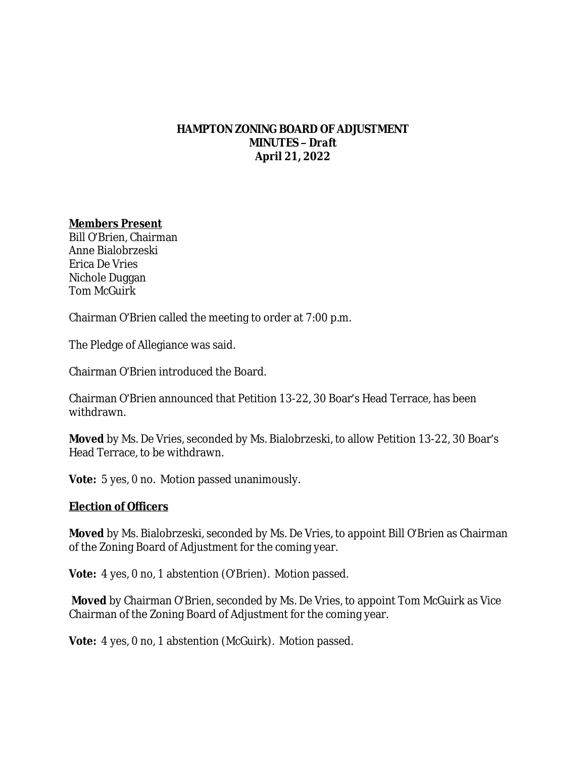# HAMPTON ZONING BOARD OF ADJUSTMENT
## MINUTES – Draft
## April 21, 2022

**Members Present**
Bill O'Brien, Chairman
Anne Bialobrzeski
Erica De Vries
Nichole Duggan
Tom McGuirk

Chairman O'Brien called the meeting to order at 7:00 p.m.

The Pledge of Allegiance was said.

Chairman O'Brien introduced the Board.

Chairman O'Brien announced that Petition 13-22, 30 Boar's Head Terrace, has been withdrawn.

**Moved** by Ms. De Vries, seconded by Ms. Bialobrzeski, to allow Petition 13-22, 30 Boar's Head Terrace, to be withdrawn.

**Vote:** 5 yes, 0 no. Motion passed unanimously.

**Election of Officers**

**Moved** by Ms. Bialobrzeski, seconded by Ms. De Vries, to appoint Bill O'Brien as Chairman of the Zoning Board of Adjustment for the coming year.

**Vote:** 4 yes, 0 no, 1 abstention (O'Brien). Motion passed.

**Moved** by Chairman O'Brien, seconded by Ms. De Vries, to appoint Tom McGuirk as Vice Chairman of the Zoning Board of Adjustment for the coming year.

**Vote:** 4 yes, 0 no, 1 abstention (McGuirk). Motion passed.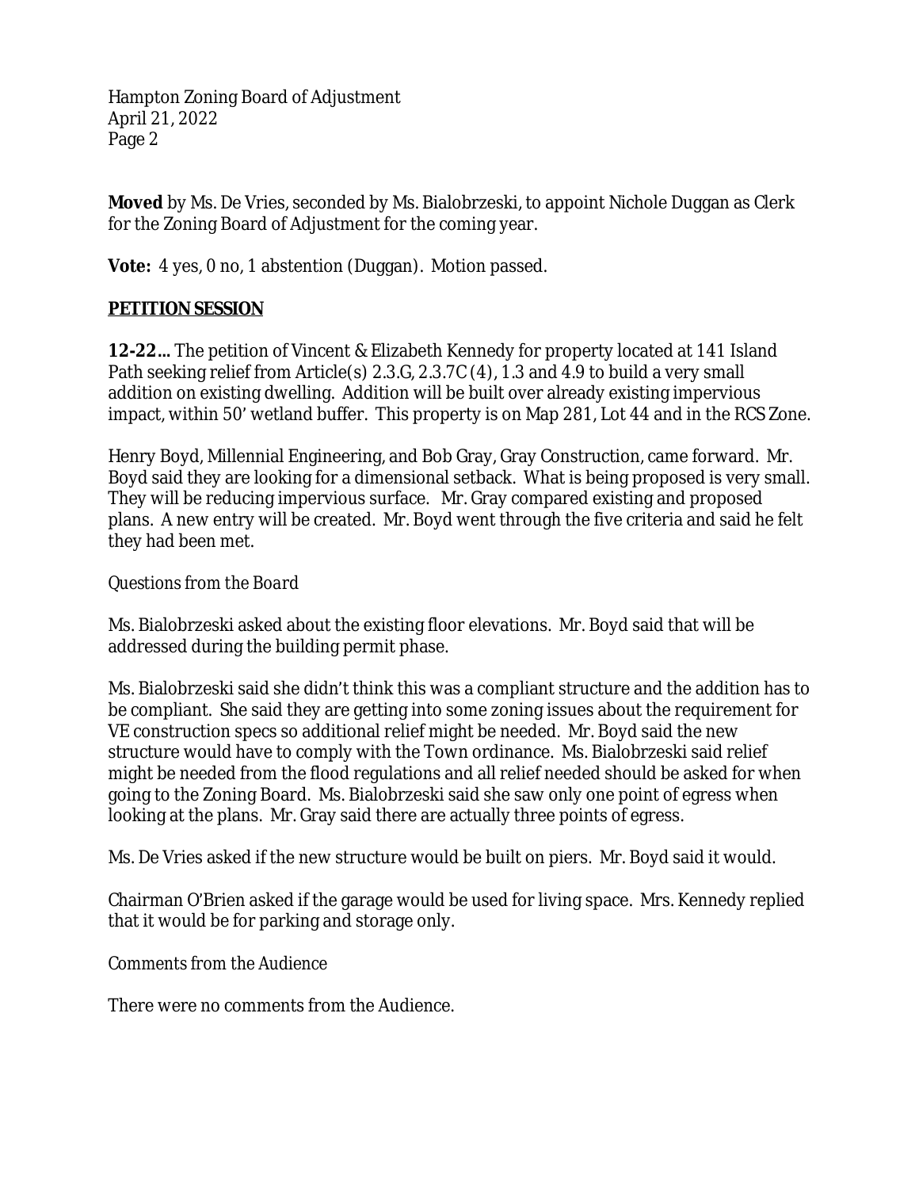**Moved** by Ms. De Vries, seconded by Ms. Bialobrzeski, to appoint Nichole Duggan as Clerk for the Zoning Board of Adjustment for the coming year.

**Vote:** 4 yes, 0 no, 1 abstention (Duggan). Motion passed.

**PETITION SESSION**

**12-22…** The petition of Vincent & Elizabeth Kennedy for property located at 141 Island Path seeking relief from Article(s) 2.3.G, 2.3.7C (4), 1.3 and 4.9 to build a very small addition on existing dwelling. Addition will be built over already existing impervious impact, within 50' wetland buffer. This property is on Map 281, Lot 44 and in the RCS Zone.

Henry Boyd, Millennial Engineering, and Bob Gray, Gray Construction, came forward. Mr. Boyd said they are looking for a dimensional setback. What is being proposed is very small. They will be reducing impervious surface. Mr. Gray compared existing and proposed plans. A new entry will be created. Mr. Boyd went through the five criteria and said he felt they had been met.

*Questions from the Board*

Ms. Bialobrzeski asked about the existing floor elevations. Mr. Boyd said that will be addressed during the building permit phase.

Ms. Bialobrzeski said she didn't think this was a compliant structure and the addition has to be compliant. She said they are getting into some zoning issues about the requirement for VE construction specs so additional relief might be needed. Mr. Boyd said the new structure would have to comply with the Town ordinance. Ms. Bialobrzeski said relief might be needed from the flood regulations and all relief needed should be asked for when going to the Zoning Board. Ms. Bialobrzeski said she saw only one point of egress when looking at the plans. Mr. Gray said there are actually three points of egress.

Ms. De Vries asked if the new structure would be built on piers. Mr. Boyd said it would.

Chairman O'Brien asked if the garage would be used for living space. Mrs. Kennedy replied that it would be for parking and storage only.

*Comments from the Audience*

There were no comments from the Audience.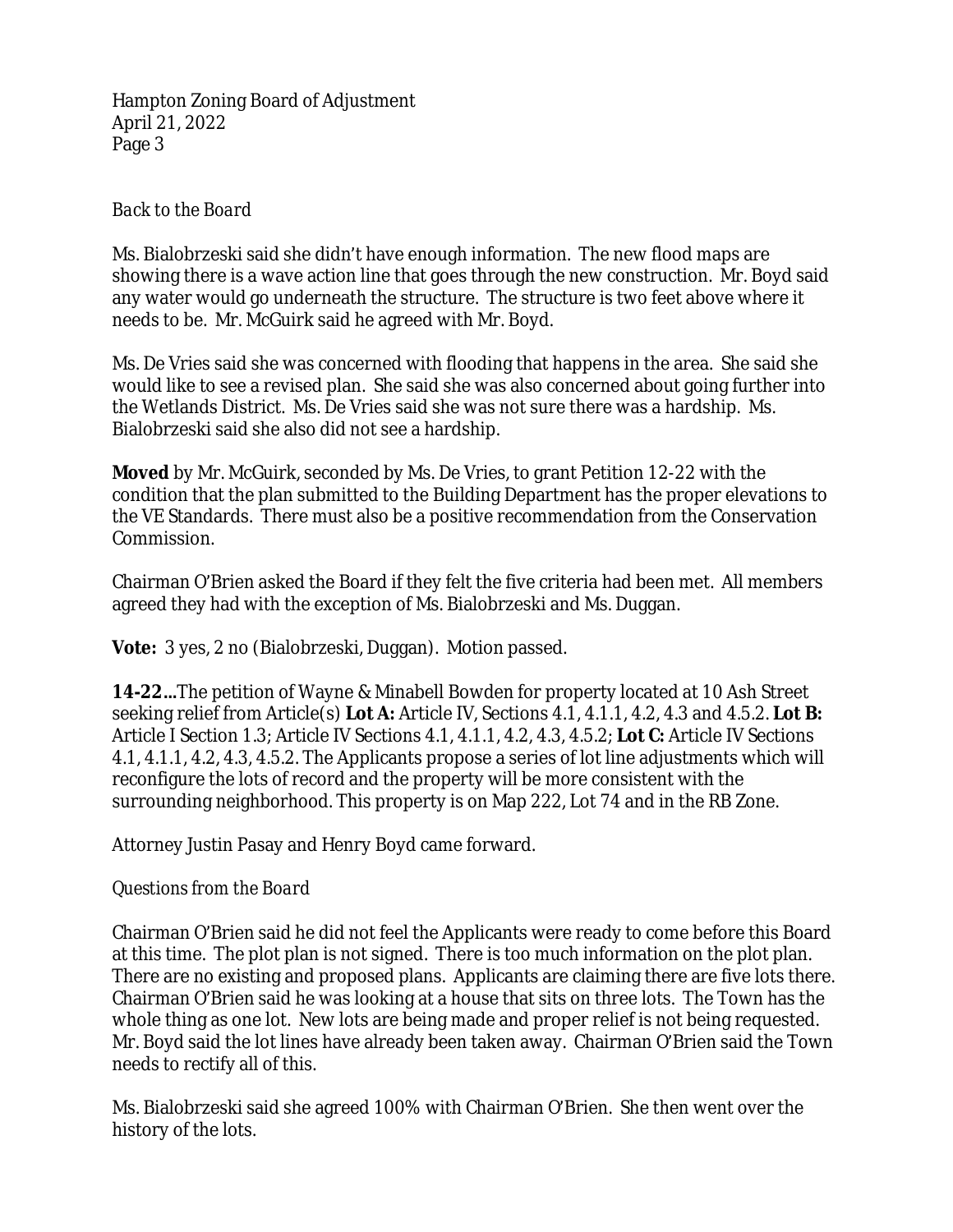*Back to the Board*

Ms. Bialobrzeski said she didn't have enough information. The new flood maps are showing there is a wave action line that goes through the new construction. Mr. Boyd said any water would go underneath the structure. The structure is two feet above where it needs to be. Mr. McGuirk said he agreed with Mr. Boyd.

Ms. De Vries said she was concerned with flooding that happens in the area. She said she would like to see a revised plan. She said she was also concerned about going further into the Wetlands District. Ms. De Vries said she was not sure there was a hardship. Ms. Bialobrzeski said she also did not see a hardship.

**Moved** by Mr. McGuirk, seconded by Ms. De Vries, to grant Petition 12-22 with the condition that the plan submitted to the Building Department has the proper elevations to the VE Standards. There must also be a positive recommendation from the Conservation Commission.

Chairman O'Brien asked the Board if they felt the five criteria had been met. All members agreed they had with the exception of Ms. Bialobrzeski and Ms. Duggan.

**Vote:** 3 yes, 2 no (Bialobrzeski, Duggan). Motion passed.

**14-22…**The petition of Wayne & Minabell Bowden for property located at 10 Ash Street seeking relief from Article(s) **Lot A:** Article IV, Sections 4.1, 4.1.1, 4.2, 4.3 and 4.5.2. **Lot B:** Article I Section 1.3; Article IV Sections 4.1, 4.1.1, 4.2, 4.3, 4.5.2; **Lot C:** Article IV Sections 4.1, 4.1.1, 4.2, 4.3, 4.5.2. The Applicants propose a series of lot line adjustments which will reconfigure the lots of record and the property will be more consistent with the surrounding neighborhood. This property is on Map 222, Lot 74 and in the RB Zone.

Attorney Justin Pasay and Henry Boyd came forward.

*Questions from the Board*

Chairman O'Brien said he did not feel the Applicants were ready to come before this Board at this time. The plot plan is not signed. There is too much information on the plot plan. There are no existing and proposed plans. Applicants are claiming there are five lots there. Chairman O'Brien said he was looking at a house that sits on three lots. The Town has the whole thing as one lot. New lots are being made and proper relief is not being requested. Mr. Boyd said the lot lines have already been taken away. Chairman O'Brien said the Town needs to rectify all of this.

Ms. Bialobrzeski said she agreed 100% with Chairman O'Brien. She then went over the history of the lots.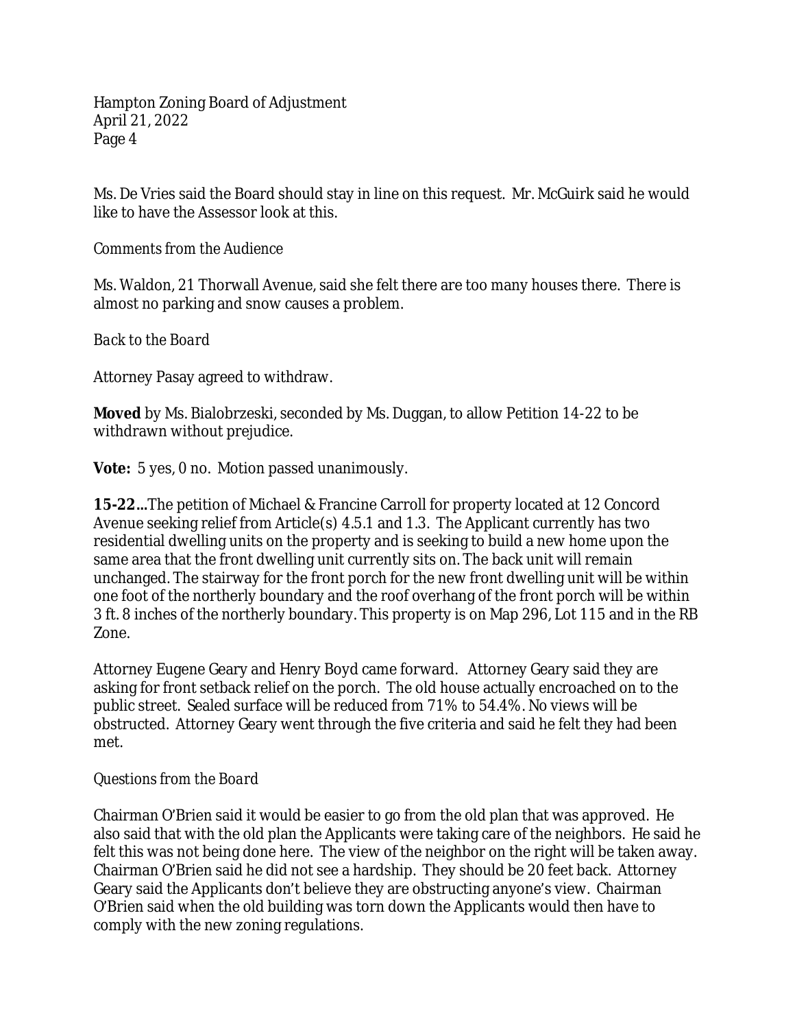Ms. De Vries said the Board should stay in line on this request. Mr. McGuirk said he would like to have the Assessor look at this.

*Comments from the Audience*

Ms. Waldon, 21 Thorwall Avenue, said she felt there are too many houses there. There is almost no parking and snow causes a problem.

*Back to the Board*

Attorney Pasay agreed to withdraw.

**Moved** by Ms. Bialobrzeski, seconded by Ms. Duggan, to allow Petition 14-22 to be withdrawn without prejudice.

**Vote:** 5 yes, 0 no. Motion passed unanimously.

**15-22…**The petition of Michael & Francine Carroll for property located at 12 Concord Avenue seeking relief from Article(s) 4.5.1 and 1.3. The Applicant currently has two residential dwelling units on the property and is seeking to build a new home upon the same area that the front dwelling unit currently sits on. The back unit will remain unchanged. The stairway for the front porch for the new front dwelling unit will be within one foot of the northerly boundary and the roof overhang of the front porch will be within 3 ft. 8 inches of the northerly boundary. This property is on Map 296, Lot 115 and in the RB Zone.

Attorney Eugene Geary and Henry Boyd came forward. Attorney Geary said they are asking for front setback relief on the porch. The old house actually encroached on to the public street. Sealed surface will be reduced from 71% to 54.4%. No views will be obstructed. Attorney Geary went through the five criteria and said he felt they had been met.

*Questions from the Board*

Chairman O'Brien said it would be easier to go from the old plan that was approved. He also said that with the old plan the Applicants were taking care of the neighbors. He said he felt this was not being done here. The view of the neighbor on the right will be taken away. Chairman O'Brien said he did not see a hardship. They should be 20 feet back. Attorney Geary said the Applicants don't believe they are obstructing anyone's view. Chairman O'Brien said when the old building was torn down the Applicants would then have to comply with the new zoning regulations.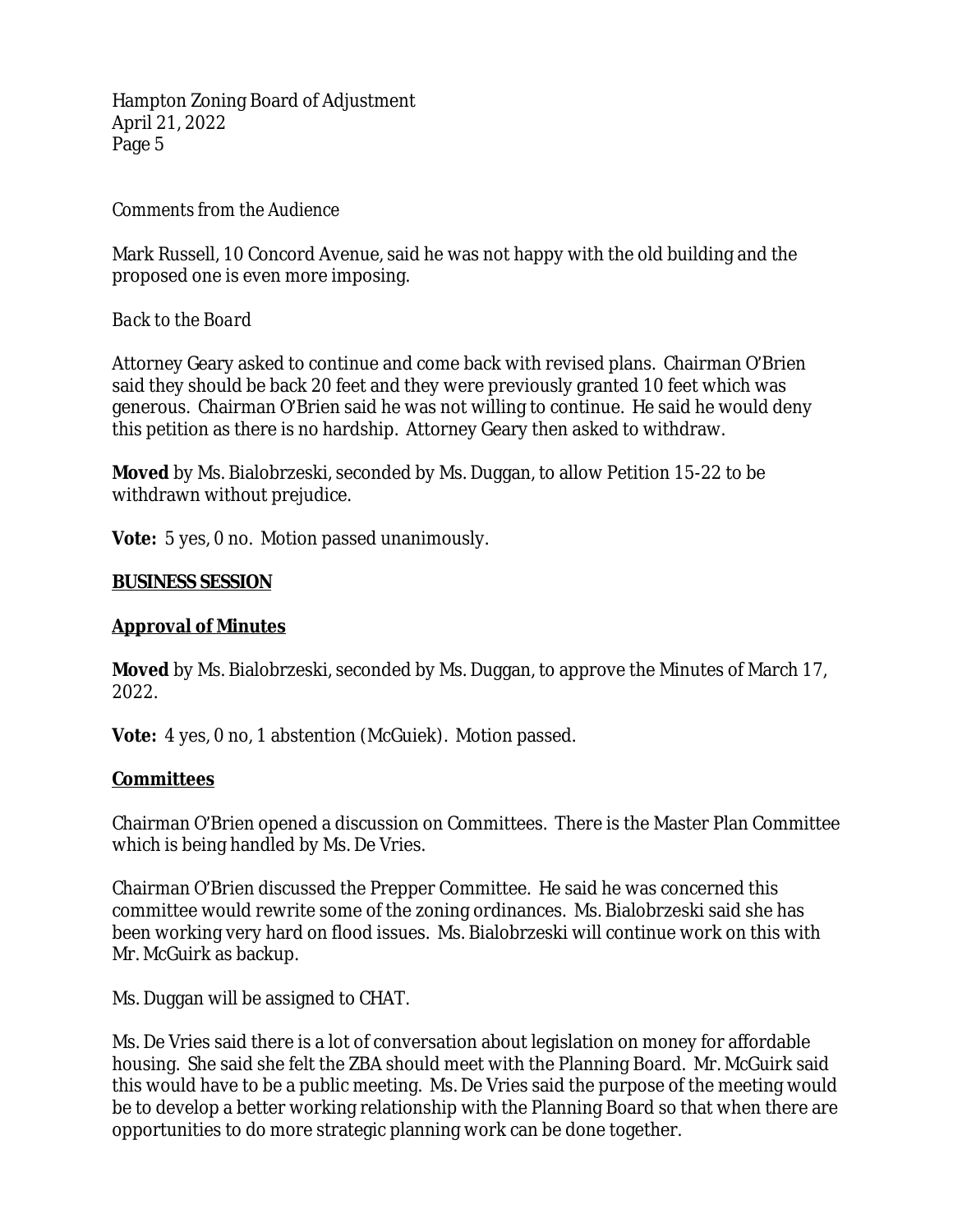*Comments from the Audience*

Mark Russell, 10 Concord Avenue, said he was not happy with the old building and the proposed one is even more imposing.

*Back to the Board*

Attorney Geary asked to continue and come back with revised plans. Chairman O'Brien said they should be back 20 feet and they were previously granted 10 feet which was generous. Chairman O'Brien said he was not willing to continue. He said he would deny this petition as there is no hardship. Attorney Geary then asked to withdraw.

**Moved** by Ms. Bialobrzeski, seconded by Ms. Duggan, to allow Petition 15-22 to be withdrawn without prejudice.

**Vote:** 5 yes, 0 no. Motion passed unanimously.

## <u>BUSINESS SESSION</u>

### <u>Approval of Minutes</u>

**Moved** by Ms. Bialobrzeski, seconded by Ms. Duggan, to approve the Minutes of March 17, 2022.

**Vote:** 4 yes, 0 no, 1 abstention (McGuiek). Motion passed.

### <u>Committees</u>

Chairman O'Brien opened a discussion on Committees. There is the Master Plan Committee which is being handled by Ms. De Vries.

Chairman O'Brien discussed the Prepper Committee. He said he was concerned this committee would rewrite some of the zoning ordinances. Ms. Bialobrzeski said she has been working very hard on flood issues. Ms. Bialobrzeski will continue work on this with Mr. McGuirk as backup.

Ms. Duggan will be assigned to CHAT.

Ms. De Vries said there is a lot of conversation about legislation on money for affordable housing. She said she felt the ZBA should meet with the Planning Board. Mr. McGuirk said this would have to be a public meeting. Ms. De Vries said the purpose of the meeting would be to develop a better working relationship with the Planning Board so that when there are opportunities to do more strategic planning work can be done together.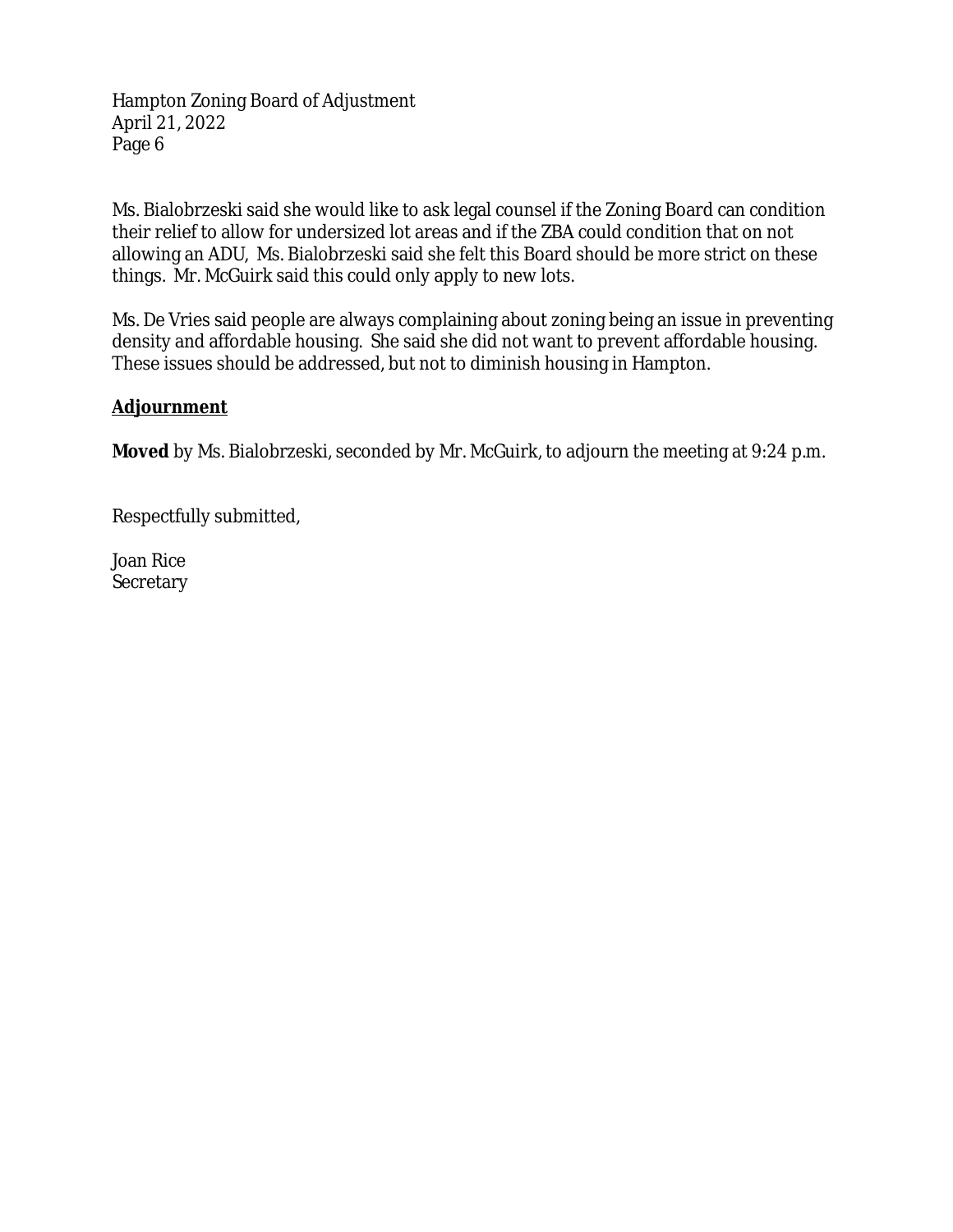Ms. Bialobrzeski said she would like to ask legal counsel if the Zoning Board can condition their relief to allow for undersized lot areas and if the ZBA could condition that on not allowing an ADU, Ms. Bialobrzeski said she felt this Board should be more strict on these things. Mr. McGuirk said this could only apply to new lots.

Ms. De Vries said people are always complaining about zoning being an issue in preventing density and affordable housing. She said she did not want to prevent affordable housing. These issues should be addressed, but not to diminish housing in Hampton.

## Adjournment

**Moved** by Ms. Bialobrzeski, seconded by Mr. McGuirk, to adjourn the meeting at 9:24 p.m.

Respectfully submitted,

Joan Rice
Secretary